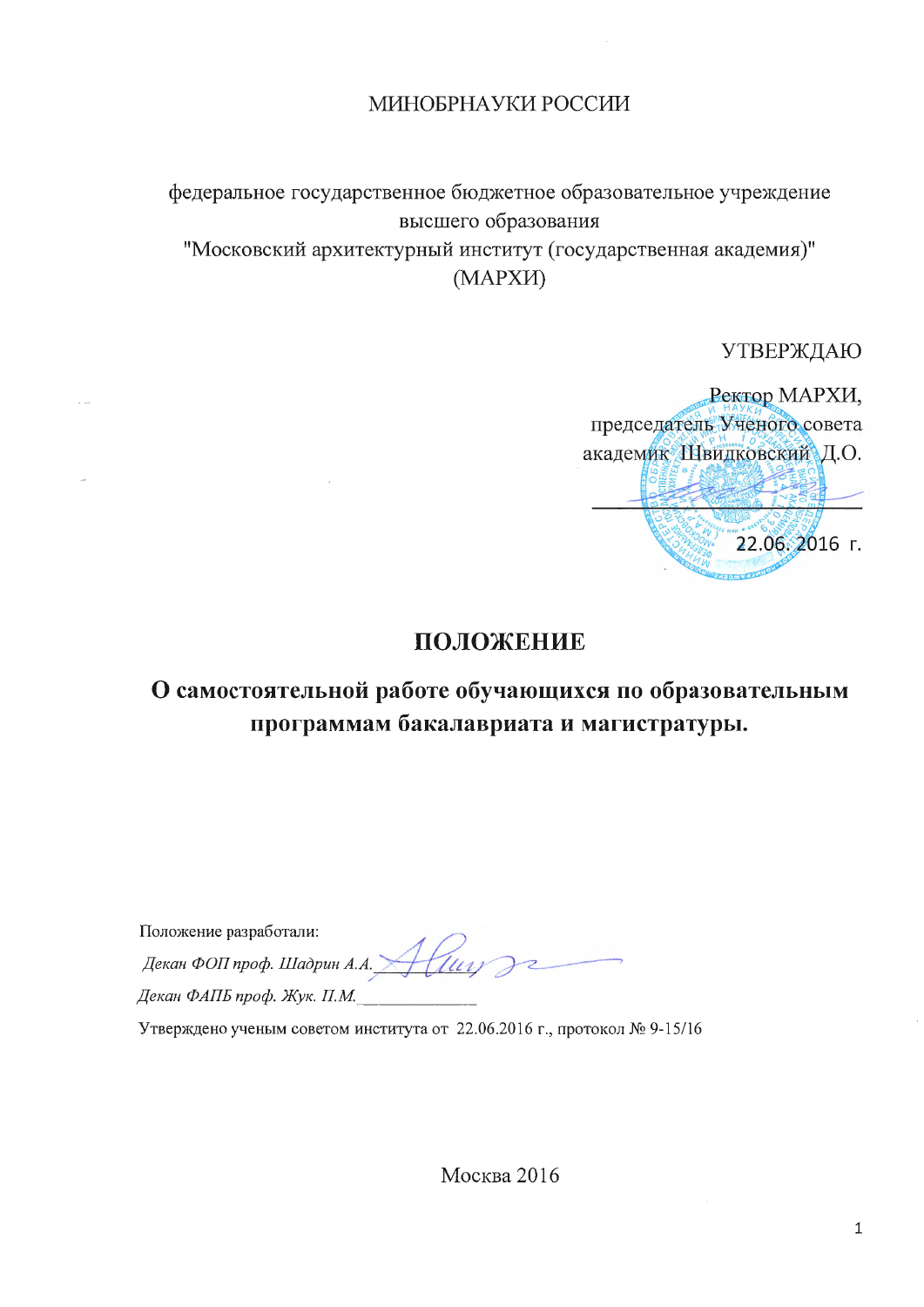МИНОБРНАУКИ РОССИИ

федеральное государственное бюджетное образовательное учреждение высшего образования "Московский архитектурный институт (государственная академия)" (МАРХИ)

УТВЕРЖДАЮ

Ректор МАРХИ,
председатель Ученого совета
академик Швидковский Д.О.

_______________________

22.06.2016 г.

# ПОЛОЖЕНИЕ

## О самостоятельной работе обучающихся по образовательным программам бакалавриата и магистратуры.

Положение разработали:

*Декан ФОП проф. Шадрин А.А.*_______________

*Декан ФАПБ проф. Жук. П.М.*_______________

Утверждено ученым советом института от 22.06.2016 г., протокол № 9-15/16

Москва 2016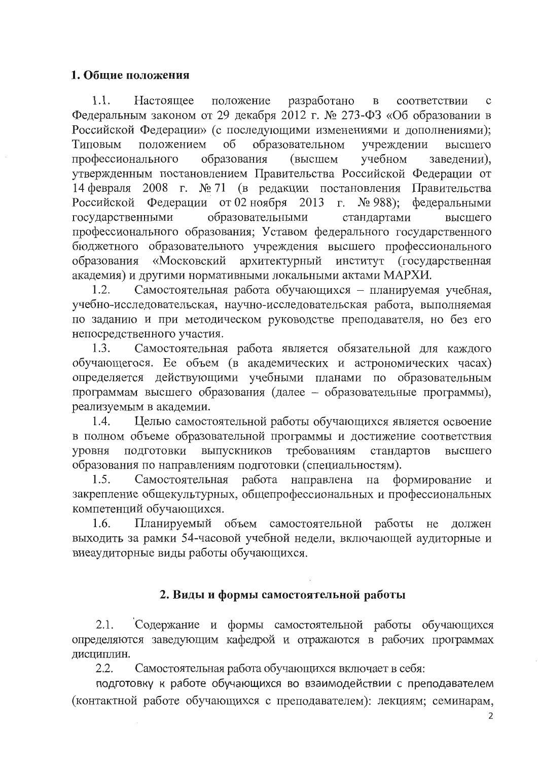## 1. Общие положения

1.1. Настоящее положение разработано в соответствии с Федеральным законом от 29 декабря 2012 г. № 273-ФЗ «Об образовании в Российской Федерации» (с последующими изменениями и дополнениями); Типовым положением об образовательном учреждении высшего профессионального образования (высшем учебном заведении), утвержденным постановлением Правительства Российской Федерации от 14 февраля 2008 г. № 71 (в редакции постановления Правительства Российской Федерации от 02 ноября 2013 г. № 988); федеральными государственными образовательными стандартами высшего профессионального образования; Уставом федерального государственного бюджетного образовательного учреждения высшего профессионального образования «Московский архитектурный институт (государственная академия) и другими нормативными локальными актами МАРХИ.

1.2. Самостоятельная работа обучающихся – планируемая учебная, учебно-исследовательская, научно-исследовательская работа, выполняемая по заданию и при методическом руководстве преподавателя, но без его непосредственного участия.

1.3. Самостоятельная работа является обязательной для каждого обучающегося. Ее объем (в академических и астрономических часах) определяется действующими учебными планами по образовательным программам высшего образования (далее – образовательные программы), реализуемым в академии.

1.4. Целью самостоятельной работы обучающихся является освоение в полном объеме образовательной программы и достижение соответствия уровня подготовки выпускников требованиям стандартов высшего образования по направлениям подготовки (специальностям).

1.5. Самостоятельная работа направлена на формирование и закрепление общекультурных, общепрофессиональных и профессиональных компетенций обучающихся.

1.6. Планируемый объем самостоятельной работы не должен выходить за рамки 54-часовой учебной недели, включающей аудиторные и внеаудиторные виды работы обучающихся.

## 2. Виды и формы самостоятельной работы

2.1. Содержание и формы самостоятельной работы обучающихся определяются заведующим кафедрой и отражаются в рабочих программах дисциплин.

2.2. Самостоятельная работа обучающихся включает в себя:

подготовку к работе обучающихся во взаимодействии с преподавателем (контактной работе обучающихся с преподавателем): лекциям; семинарам,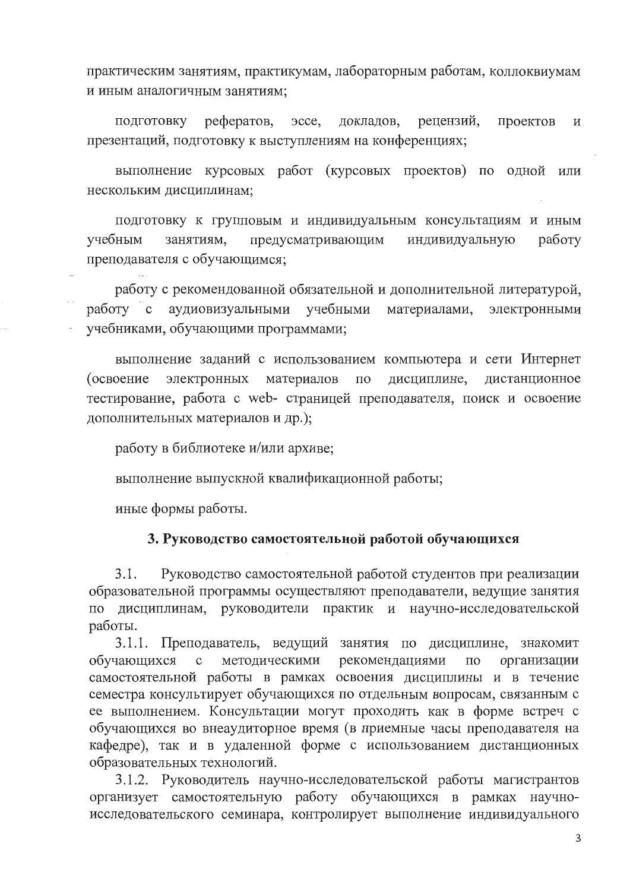практическим занятиям, практикумам, лабораторным работам, коллоквиумам и иным аналогичным занятиям;

подготовку рефератов, эссе, докладов, рецензий, проектов и презентаций, подготовку к выступлениям на конференциях;

выполнение курсовых работ (курсовых проектов) по одной или нескольким дисциплинам;

подготовку к групповым и индивидуальным консультациям и иным учебным занятиям, предусматривающим индивидуальную работу преподавателя с обучающимся;

работу с рекомендованной обязательной и дополнительной литературой, работу с аудиовизуальными учебными материалами, электронными учебниками, обучающими программами;

выполнение заданий с использованием компьютера и сети Интернет (освоение электронных материалов по дисциплине, дистанционное тестирование, работа с web- страницей преподавателя, поиск и освоение дополнительных материалов и др.);

работу в библиотеке и/или архиве;

выполнение выпускной квалификационной работы;

иные формы работы.

## 3. Руководство самостоятельной работой обучающихся

3.1. Руководство самостоятельной работой студентов при реализации образовательной программы осуществляют преподаватели, ведущие занятия по дисциплинам, руководители практик и научно-исследовательской работы.

3.1.1. Преподаватель, ведущий занятия по дисциплине, знакомит обучающихся с методическими рекомендациями по организации самостоятельной работы в рамках освоения дисциплины и в течение семестра консультирует обучающихся по отдельным вопросам, связанным с ее выполнением. Консультации могут проходить как в форме встреч с обучающихся во внеаудиторное время (в приемные часы преподавателя на кафедре), так и в удаленной форме с использованием дистанционных образовательных технологий.

3.1.2. Руководитель научно-исследовательской работы магистрантов организует самостоятельную работу обучающихся в рамках научно-исследовательского семинара, контролирует выполнение индивидуального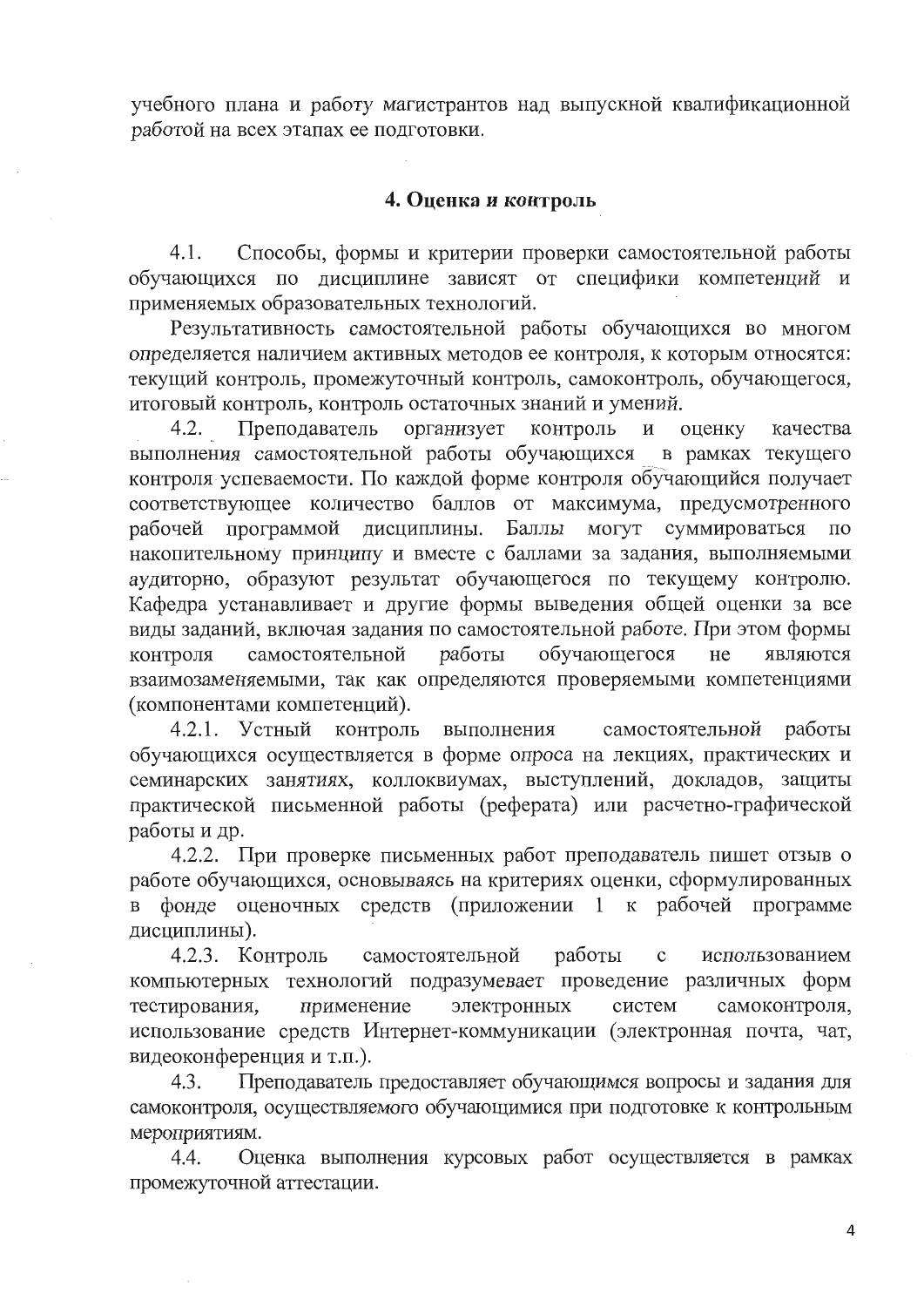учебного плана и работу магистрантов над выпускной квалификационной работой на всех этапах ее подготовки.

## 4. Оценка и контроль

4.1. Способы, формы и критерии проверки самостоятельной работы обучающихся по дисциплине зависят от специфики компетенций и применяемых образовательных технологий.

Результативность самостоятельной работы обучающихся во многом определяется наличием активных методов ее контроля, к которым относятся: текущий контроль, промежуточный контроль, самоконтроль, обучающегося, итоговый контроль, контроль остаточных знаний и умений.

4.2. Преподаватель организует контроль и оценку качества выполнения самостоятельной работы обучающихся в рамках текущего контроля успеваемости. По каждой форме контроля обучающийся получает соответствующее количество баллов от максимума, предусмотренного рабочей программой дисциплины. Баллы могут суммироваться по накопительному принципу и вместе с баллами за задания, выполняемыми аудиторно, образуют результат обучающегося по текущему контролю. Кафедра устанавливает и другие формы выведения общей оценки за все виды заданий, включая задания по самостоятельной работе. При этом формы контроля самостоятельной работы обучающегося не являются взаимозаменяемыми, так как определяются проверяемыми компетенциями (компонентами компетенций).

4.2.1. Устный контроль выполнения самостоятельной работы обучающихся осуществляется в форме опроса на лекциях, практических и семинарских занятиях, коллоквиумах, выступлений, докладов, защиты практической письменной работы (реферата) или расчетно-графической работы и др.

4.2.2. При проверке письменных работ преподаватель пишет отзыв о работе обучающихся, основываясь на критериях оценки, сформулированных в фонде оценочных средств (приложении 1 к рабочей программе дисциплины).

4.2.3. Контроль самостоятельной работы с использованием компьютерных технологий подразумевает проведение различных форм тестирования, применение электронных систем самоконтроля, использование средств Интернет-коммуникации (электронная почта, чат, видеоконференция и т.п.).

4.3. Преподаватель предоставляет обучающимся вопросы и задания для самоконтроля, осуществляемого обучающимися при подготовке к контрольным мероприятиям.

4.4. Оценка выполнения курсовых работ осуществляется в рамках промежуточной аттестации.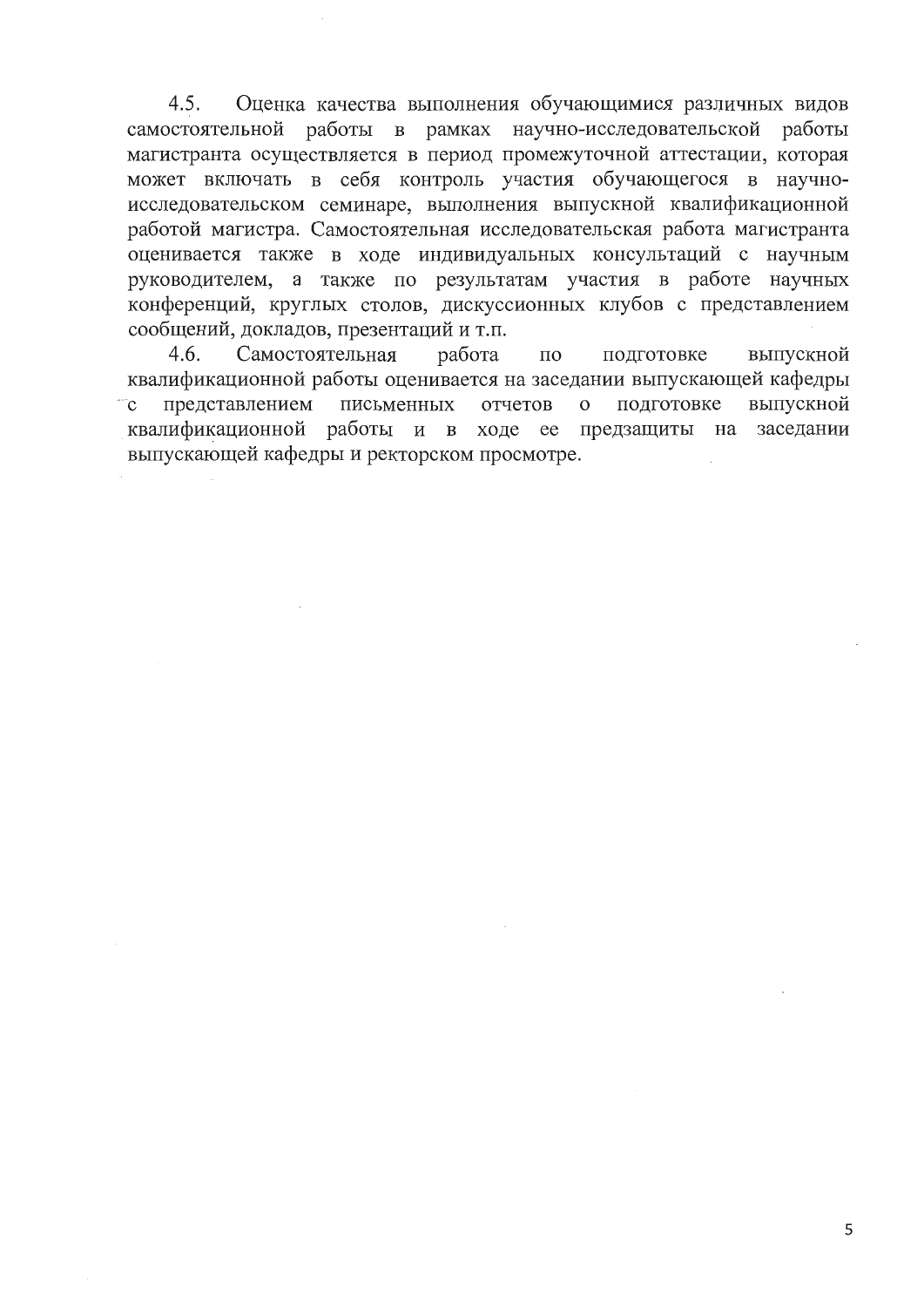4.5. Оценка качества выполнения обучающимися различных видов самостоятельной работы в рамках научно-исследовательской работы магистранта осуществляется в период промежуточной аттестации, которая может включать в себя контроль участия обучающегося в научно-исследовательском семинаре, выполнения выпускной квалификационной работой магистра. Самостоятельная исследовательская работа магистранта оценивается также в ходе индивидуальных консультаций с научным руководителем, а также по результатам участия в работе научных конференций, круглых столов, дискуссионных клубов с представлением сообщений, докладов, презентаций и т.п.

4.6. Самостоятельная работа по подготовке выпускной квалификационной работы оценивается на заседании выпускающей кафедры с представлением письменных отчетов о подготовке выпускной квалификационной работы и в ходе ее предзащиты на заседании выпускающей кафедры и ректорском просмотре.